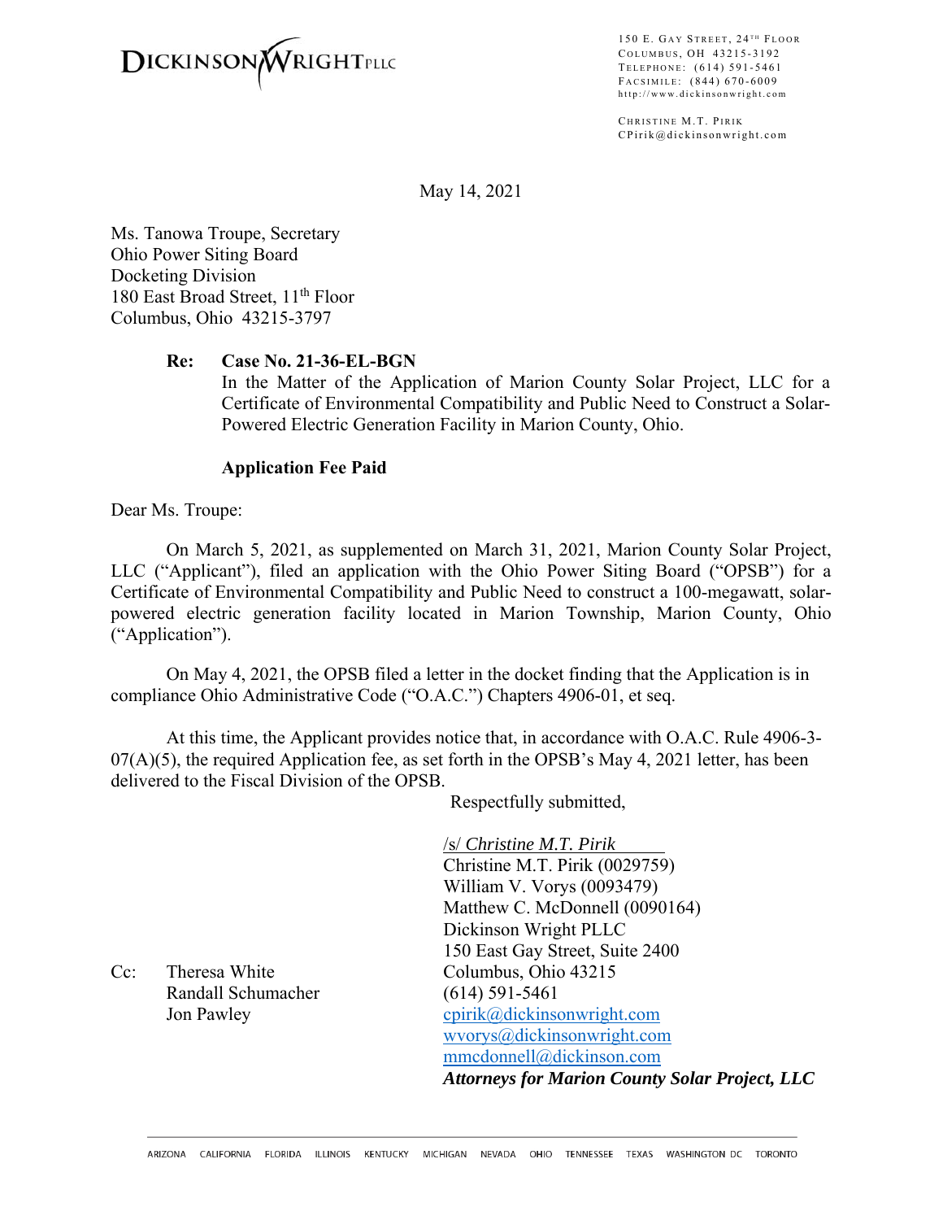DICKINSON WRIGHT PLLC

150 E. Gay Street, 24th Floor
Columbus, OH 43215-3192
Telephone: (614) 591-5461
Facsimile: (844) 670-6009
http://www.dickinsonwright.com

Christine M.T. Pirik
CPirik@dickinsonwright.com

May 14, 2021

Ms. Tanowa Troupe, Secretary
Ohio Power Siting Board
Docketing Division
180 East Broad Street, 11th Floor
Columbus, Ohio 43215-3797

**Re: Case No. 21-36-EL-BGN**
In the Matter of the Application of Marion County Solar Project, LLC for a Certificate of Environmental Compatibility and Public Need to Construct a Solar-Powered Electric Generation Facility in Marion County, Ohio.

**Application Fee Paid**

Dear Ms. Troupe:

On March 5, 2021, as supplemented on March 31, 2021, Marion County Solar Project, LLC ("Applicant"), filed an application with the Ohio Power Siting Board ("OPSB") for a Certificate of Environmental Compatibility and Public Need to construct a 100-megawatt, solar-powered electric generation facility located in Marion Township, Marion County, Ohio ("Application").

On May 4, 2021, the OPSB filed a letter in the docket finding that the Application is in compliance Ohio Administrative Code ("O.A.C.") Chapters 4906-01, et seq.

At this time, the Applicant provides notice that, in accordance with O.A.C. Rule 4906-3-07(A)(5), the required Application fee, as set forth in the OPSB's May 4, 2021 letter, has been delivered to the Fiscal Division of the OPSB.

Respectfully submitted,

/s/ *Christine M.T. Pirik*
Christine M.T. Pirik (0029759)
William V. Vorys (0093479)
Matthew C. McDonnell (0090164)
Dickinson Wright PLLC
150 East Gay Street, Suite 2400
Columbus, Ohio 43215
(614) 591-5461
cpirik@dickinsonwright.com
wvorys@dickinsonwright.com
mmcdonnell@dickinson.com
***Attorneys for Marion County Solar Project, LLC***

Cc: Theresa White
Randall Schumacher
Jon Pawley

ARIZONA CALIFORNIA FLORIDA ILLINOIS KENTUCKY MICHIGAN NEVADA OHIO TENNESSEE TEXAS WASHINGTON DC TORONTO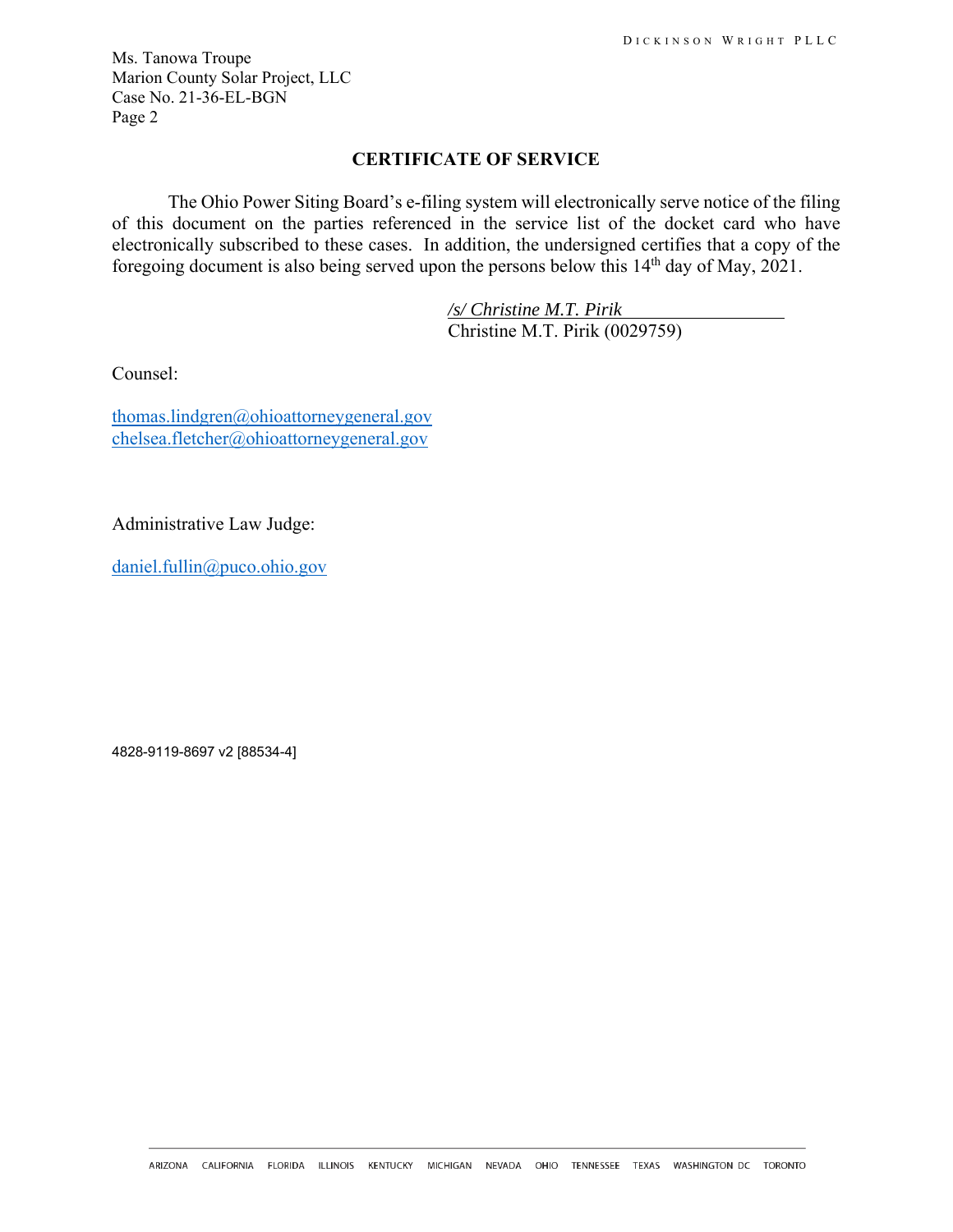Ms. Tanowa Troupe
Marion County Solar Project, LLC
Case No. 21-36-EL-BGN
Page 2

## CERTIFICATE OF SERVICE

The Ohio Power Siting Board's e-filing system will electronically serve notice of the filing of this document on the parties referenced in the service list of the docket card who have electronically subscribed to these cases. In addition, the undersigned certifies that a copy of the foregoing document is also being served upon the persons below this 14th day of May, 2021.

*/s/ Christine M.T. Pirik*
Christine M.T. Pirik (0029759)

Counsel:

thomas.lindgren@ohioattorneygeneral.gov
chelsea.fletcher@ohioattorneygeneral.gov

Administrative Law Judge:

daniel.fullin@puco.ohio.gov

4828-9119-8697 v2 [88534-4]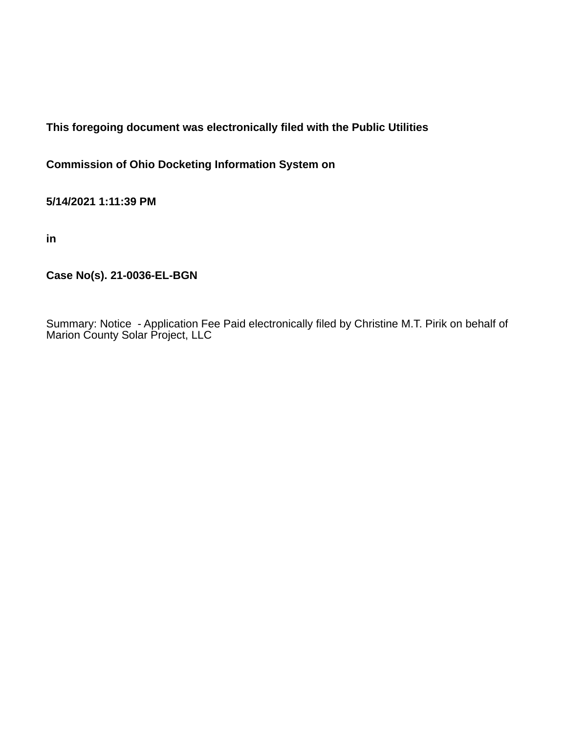**This foregoing document was electronically filed with the Public Utilities**

**Commission of Ohio Docketing Information System on**

**5/14/2021 1:11:39 PM**

**in**

**Case No(s). 21-0036-EL-BGN**

Summary: Notice - Application Fee Paid electronically filed by Christine M.T. Pirik on behalf of Marion County Solar Project, LLC